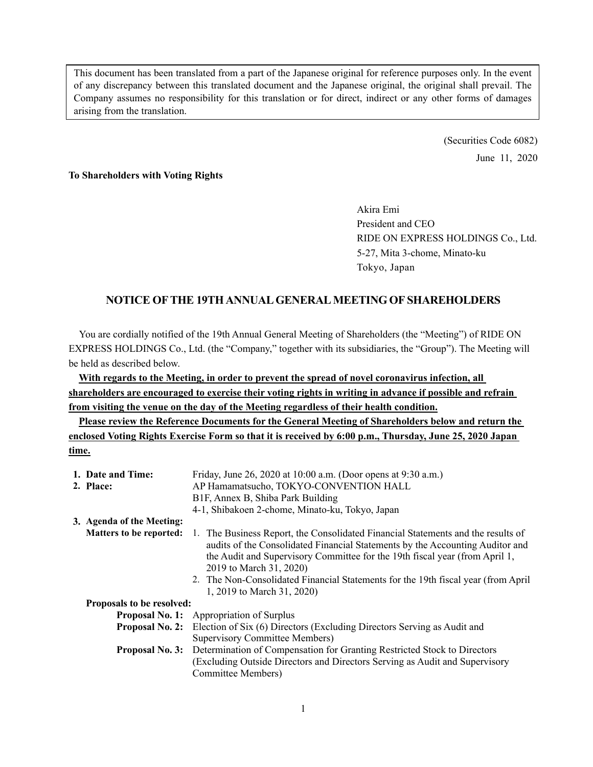> This document has been translated from a part of the Japanese original for reference purposes only. In the event of any discrepancy between this translated document and the Japanese original, the original shall prevail. The Company assumes no responsibility for this translation or for direct, indirect or any other forms of damages arising from the translation.

(Securities Code 6082)

June 11, 2020

**To Shareholders with Voting Rights**

Akira Emi
President and CEO
RIDE ON EXPRESS HOLDINGS Co., Ltd.
5-27, Mita 3-chome, Minato-ku
Tokyo, Japan

## NOTICE OF THE 19TH ANNUAL GENERAL MEETING OF SHAREHOLDERS

You are cordially notified of the 19th Annual General Meeting of Shareholders (the "Meeting") of RIDE ON EXPRESS HOLDINGS Co., Ltd. (the "Company," together with its subsidiaries, the "Group"). The Meeting will be held as described below.

**With regards to the Meeting, in order to prevent the spread of novel coronavirus infection, all shareholders are encouraged to exercise their voting rights in writing in advance if possible and refrain from visiting the venue on the day of the Meeting regardless of their health condition.**

**Please review the Reference Documents for the General Meeting of Shareholders below and return the enclosed Voting Rights Exercise Form so that it is received by 6:00 p.m., Thursday, June 25, 2020 Japan time.**

**1. Date and Time:** Friday, June 26, 2020 at 10:00 a.m. (Door opens at 9:30 a.m.)

**2. Place:** AP Hamamatsucho, TOKYO-CONVENTION HALL
B1F, Annex B, Shiba Park Building
4-1, Shibakoen 2-chome, Minato-ku, Tokyo, Japan

**3. Agenda of the Meeting:**

**Matters to be reported:**

1. The Business Report, the Consolidated Financial Statements and the results of audits of the Consolidated Financial Statements by the Accounting Auditor and the Audit and Supervisory Committee for the 19th fiscal year (from April 1, 2019 to March 31, 2020)
2. The Non-Consolidated Financial Statements for the 19th fiscal year (from April 1, 2019 to March 31, 2020)

**Proposals to be resolved:**

**Proposal No. 1:** Appropriation of Surplus

**Proposal No. 2:** Election of Six (6) Directors (Excluding Directors Serving as Audit and Supervisory Committee Members)

**Proposal No. 3:** Determination of Compensation for Granting Restricted Stock to Directors (Excluding Outside Directors and Directors Serving as Audit and Supervisory Committee Members)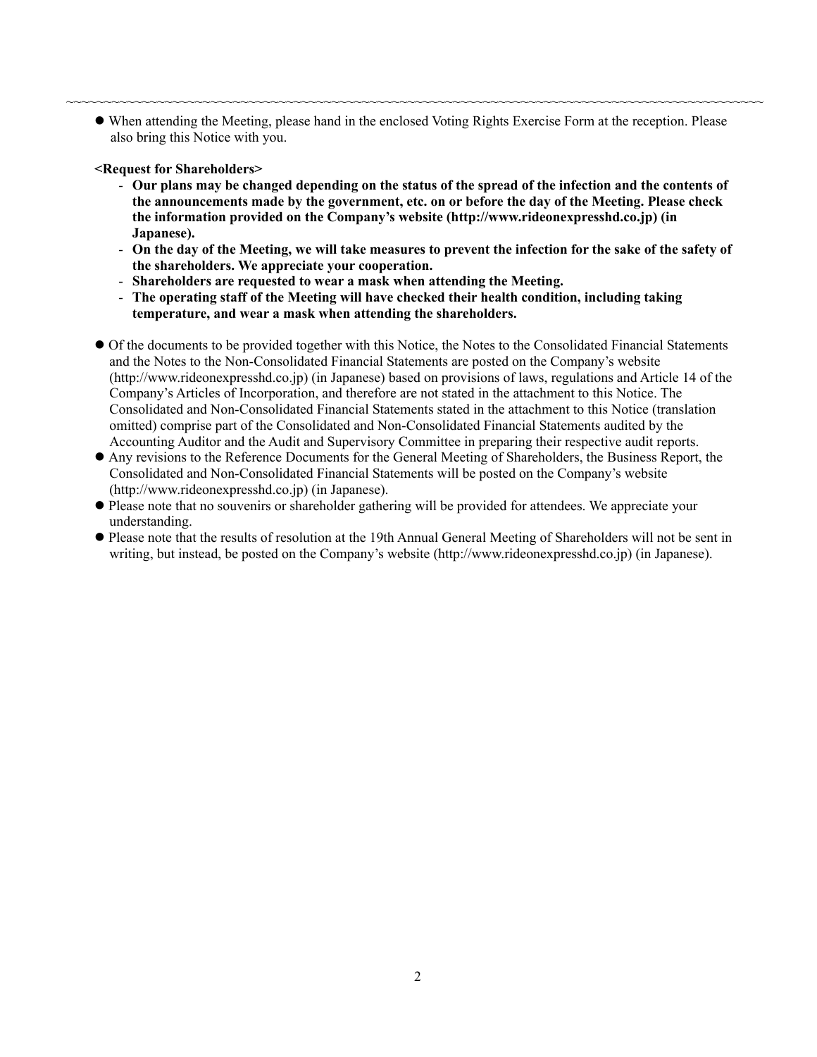~~~~~~~~~~~~~~~~~~~~~~~~~~~~~~~~~~~~~~~~~~~~~~~~~~~~~~~~~~~~~~~~~~~~~~~~~~~~~~~~~~~~~~~~~~~~~~~~~~~~~~~~~~~~~~~~~~~~~~~~~~~~~~~~~

- When attending the Meeting, please hand in the enclosed Voting Rights Exercise Form at the reception. Please also bring this Notice with you.

**<Request for Shareholders>**

- **Our plans may be changed depending on the status of the spread of the infection and the contents of the announcements made by the government, etc. on or before the day of the Meeting. Please check the information provided on the Company's website (http://www.rideonexpresshd.co.jp) (in Japanese).**
- **On the day of the Meeting, we will take measures to prevent the infection for the sake of the safety of the shareholders. We appreciate your cooperation.**
- **Shareholders are requested to wear a mask when attending the Meeting.**
- **The operating staff of the Meeting will have checked their health condition, including taking temperature, and wear a mask when attending the shareholders.**

- Of the documents to be provided together with this Notice, the Notes to the Consolidated Financial Statements and the Notes to the Non-Consolidated Financial Statements are posted on the Company's website (http://www.rideonexpresshd.co.jp) (in Japanese) based on provisions of laws, regulations and Article 14 of the Company's Articles of Incorporation, and therefore are not stated in the attachment to this Notice. The Consolidated and Non-Consolidated Financial Statements stated in the attachment to this Notice (translation omitted) comprise part of the Consolidated and Non-Consolidated Financial Statements audited by the Accounting Auditor and the Audit and Supervisory Committee in preparing their respective audit reports.
- Any revisions to the Reference Documents for the General Meeting of Shareholders, the Business Report, the Consolidated and Non-Consolidated Financial Statements will be posted on the Company's website (http://www.rideonexpresshd.co.jp) (in Japanese).
- Please note that no souvenirs or shareholder gathering will be provided for attendees. We appreciate your understanding.
- Please note that the results of resolution at the 19th Annual General Meeting of Shareholders will not be sent in writing, but instead, be posted on the Company's website (http://www.rideonexpresshd.co.jp) (in Japanese).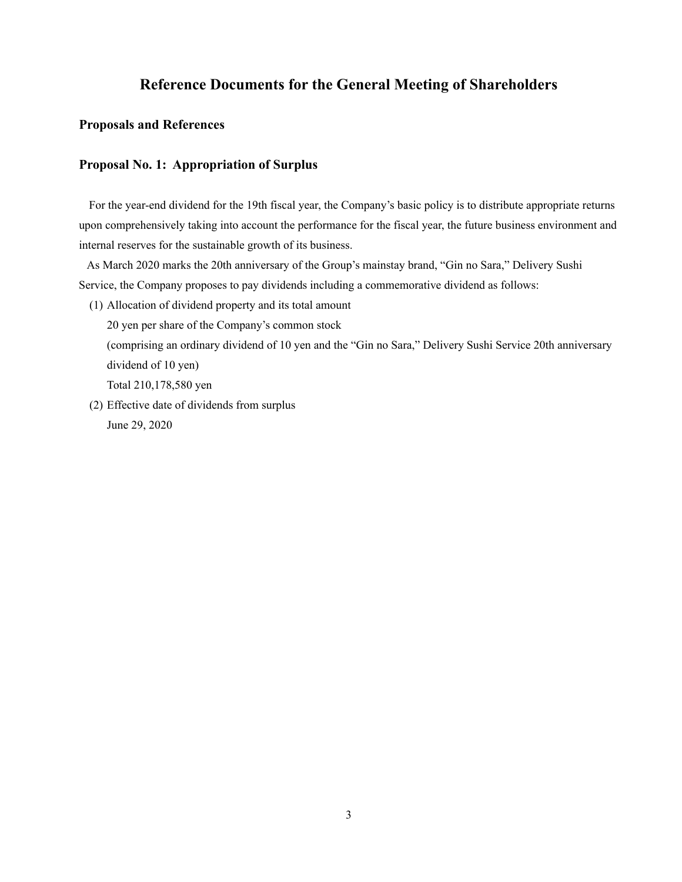# Reference Documents for the General Meeting of Shareholders

## Proposals and References

## Proposal No. 1: Appropriation of Surplus

For the year-end dividend for the 19th fiscal year, the Company's basic policy is to distribute appropriate returns upon comprehensively taking into account the performance for the fiscal year, the future business environment and internal reserves for the sustainable growth of its business.

As March 2020 marks the 20th anniversary of the Group's mainstay brand, "Gin no Sara," Delivery Sushi Service, the Company proposes to pay dividends including a commemorative dividend as follows:

(1) Allocation of dividend property and its total amount
   20 yen per share of the Company's common stock
   (comprising an ordinary dividend of 10 yen and the "Gin no Sara," Delivery Sushi Service 20th anniversary dividend of 10 yen)
   Total 210,178,580 yen

(2) Effective date of dividends from surplus
   June 29, 2020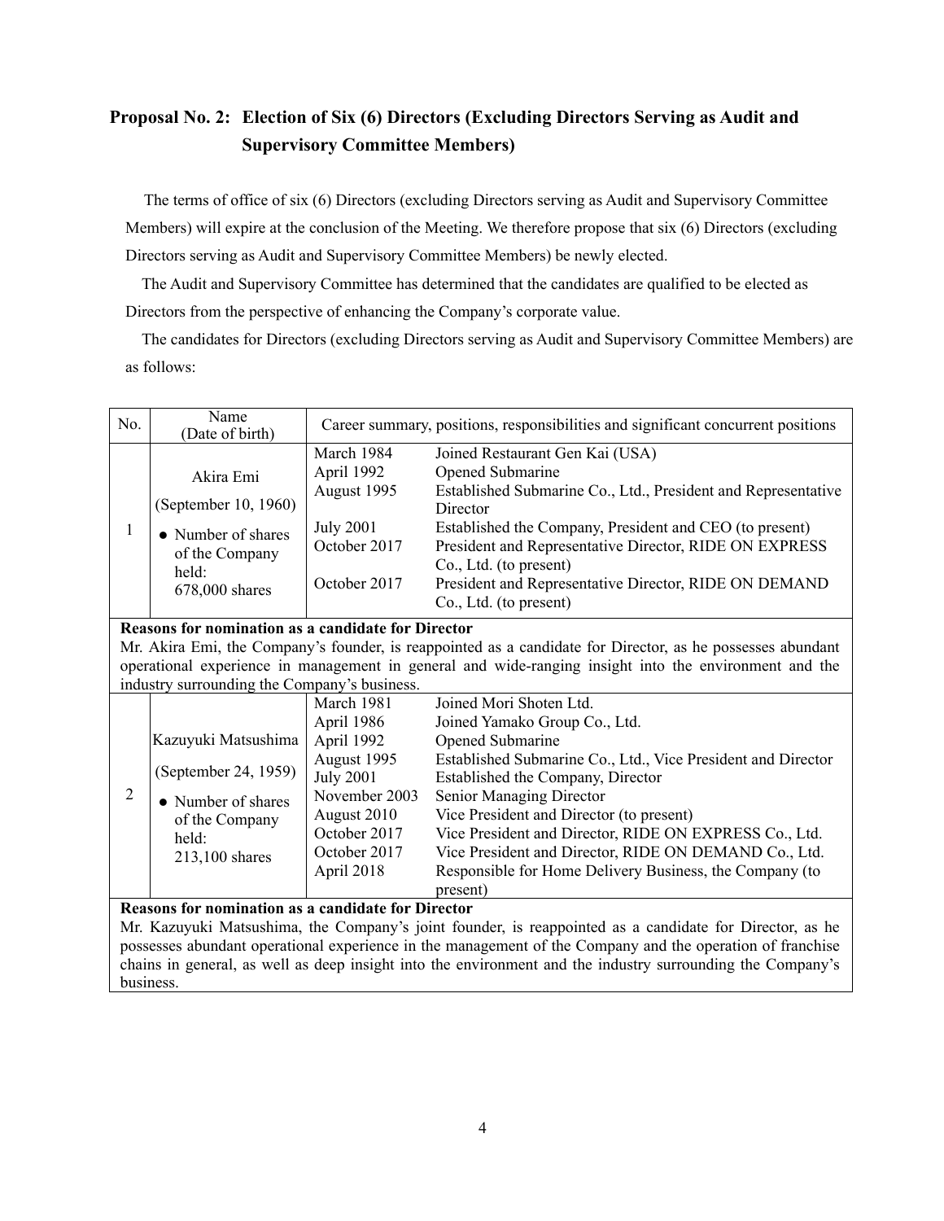## Proposal No. 2: Election of Six (6) Directors (Excluding Directors Serving as Audit and Supervisory Committee Members)

The terms of office of six (6) Directors (excluding Directors serving as Audit and Supervisory Committee Members) will expire at the conclusion of the Meeting. We therefore propose that six (6) Directors (excluding Directors serving as Audit and Supervisory Committee Members) be newly elected.

The Audit and Supervisory Committee has determined that the candidates are qualified to be elected as Directors from the perspective of enhancing the Company's corporate value.

The candidates for Directors (excluding Directors serving as Audit and Supervisory Committee Members) are as follows:

| No. | Name (Date of birth) | Career summary, positions, responsibilities and significant concurrent positions | |
|---|---|---|---|
| 1 | Akira Emi<br>(September 10, 1960)<br>● Number of shares of the Company held:<br>678,000 shares | March 1984 | Joined Restaurant Gen Kai (USA) |
| | | April 1992 | Opened Submarine |
| | | August 1995 | Established Submarine Co., Ltd., President and Representative Director |
| | | July 2001 | Established the Company, President and CEO (to present) |
| | | October 2017 | President and Representative Director, RIDE ON EXPRESS Co., Ltd. (to present) |
| | | October 2017 | President and Representative Director, RIDE ON DEMAND Co., Ltd. (to present) |
| **Reasons for nomination as a candidate for Director**<br>Mr. Akira Emi, the Company's founder, is reappointed as a candidate for Director, as he possesses abundant operational experience in management in general and wide-ranging insight into the environment and the industry surrounding the Company's business. | | | |
| 2 | Kazuyuki Matsushima<br>(September 24, 1959)<br>● Number of shares of the Company held:<br>213,100 shares | March 1981 | Joined Mori Shoten Ltd. |
| | | April 1986 | Joined Yamako Group Co., Ltd. |
| | | April 1992 | Opened Submarine |
| | | August 1995 | Established Submarine Co., Ltd., Vice President and Director |
| | | July 2001 | Established the Company, Director |
| | | November 2003 | Senior Managing Director |
| | | August 2010 | Vice President and Director (to present) |
| | | October 2017 | Vice President and Director, RIDE ON EXPRESS Co., Ltd. |
| | | October 2017 | Vice President and Director, RIDE ON DEMAND Co., Ltd. |
| | | April 2018 | Responsible for Home Delivery Business, the Company (to present) |
| **Reasons for nomination as a candidate for Director**<br>Mr. Kazuyuki Matsushima, the Company's joint founder, is reappointed as a candidate for Director, as he possesses abundant operational experience in the management of the Company and the operation of franchise chains in general, as well as deep insight into the environment and the industry surrounding the Company's business. | | | |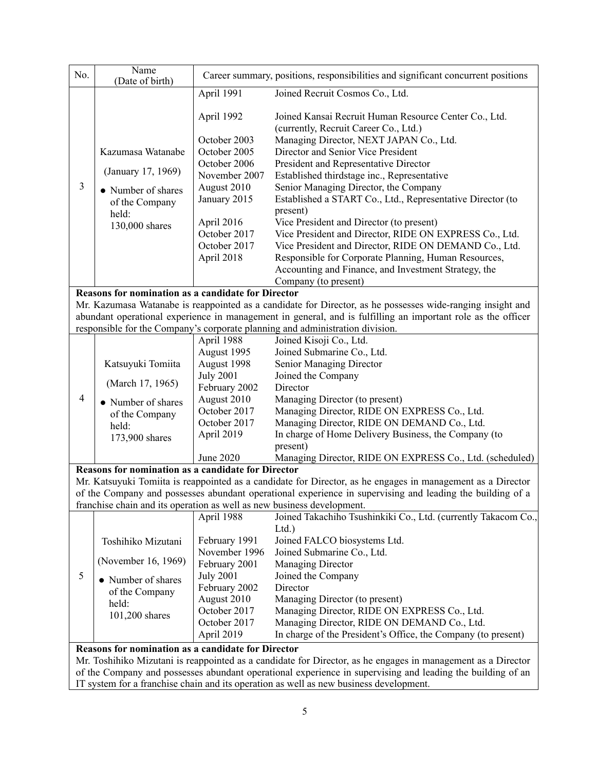| No. | Name (Date of birth) | Career summary, positions, responsibilities and significant concurrent positions | |
|---|---|---|---|
| 3 | Kazumasa Watanabe<br><br>(January 17, 1969)<br><br>● Number of shares of the Company held:<br>130,000 shares | April 1991 | Joined Recruit Cosmos Co., Ltd. |
| | | April 1992 | Joined Kansai Recruit Human Resource Center Co., Ltd. (currently, Recruit Career Co., Ltd.) |
| | | October 2003 | Managing Director, NEXT JAPAN Co., Ltd. |
| | | October 2005 | Director and Senior Vice President |
| | | October 2006 | President and Representative Director |
| | | November 2007 | Established thirdstage inc., Representative |
| | | August 2010 | Senior Managing Director, the Company |
| | | January 2015 | Established a START Co., Ltd., Representative Director (to present) |
| | | April 2016 | Vice President and Director (to present) |
| | | October 2017 | Vice President and Director, RIDE ON EXPRESS Co., Ltd. |
| | | October 2017 | Vice President and Director, RIDE ON DEMAND Co., Ltd. |
| | | April 2018 | Responsible for Corporate Planning, Human Resources, Accounting and Finance, and Investment Strategy, the Company (to present) |
| **Reasons for nomination as a candidate for Director** | | | |
| Mr. Kazumasa Watanabe is reappointed as a candidate for Director, as he possesses wide-ranging insight and abundant operational experience in management in general, and is fulfilling an important role as the officer responsible for the Company's corporate planning and administration division. | | | |
| 4 | Katsuyuki Tomiita<br><br>(March 17, 1965)<br><br>● Number of shares of the Company held:<br>173,900 shares | April 1988 | Joined Kisoji Co., Ltd. |
| | | August 1995 | Joined Submarine Co., Ltd. |
| | | August 1998 | Senior Managing Director |
| | | July 2001 | Joined the Company |
| | | February 2002 | Director |
| | | August 2010 | Managing Director (to present) |
| | | October 2017 | Managing Director, RIDE ON EXPRESS Co., Ltd. |
| | | October 2017 | Managing Director, RIDE ON DEMAND Co., Ltd. |
| | | April 2019 | In charge of Home Delivery Business, the Company (to present) |
| | | June 2020 | Managing Director, RIDE ON EXPRESS Co., Ltd. (scheduled) |
| **Reasons for nomination as a candidate for Director** | | | |
| Mr. Katsuyuki Tomiita is reappointed as a candidate for Director, as he engages in management as a Director of the Company and possesses abundant operational experience in supervising and leading the building of a franchise chain and its operation as well as new business development. | | | |
| 5 | Toshihiko Mizutani<br><br>(November 16, 1969)<br><br>● Number of shares of the Company held:<br>101,200 shares | April 1988 | Joined Takachiho Tsushinkiki Co., Ltd. (currently Takacom Co., Ltd.) |
| | | February 1991 | Joined FALCO biosystems Ltd. |
| | | November 1996 | Joined Submarine Co., Ltd. |
| | | February 2001 | Managing Director |
| | | July 2001 | Joined the Company |
| | | February 2002 | Director |
| | | August 2010 | Managing Director (to present) |
| | | October 2017 | Managing Director, RIDE ON EXPRESS Co., Ltd. |
| | | October 2017 | Managing Director, RIDE ON DEMAND Co., Ltd. |
| | | April 2019 | In charge of the President's Office, the Company (to present) |
| **Reasons for nomination as a candidate for Director** | | | |
| Mr. Toshihiko Mizutani is reappointed as a candidate for Director, as he engages in management as a Director of the Company and possesses abundant operational experience in supervising and leading the building of an IT system for a franchise chain and its operation as well as new business development. | | | |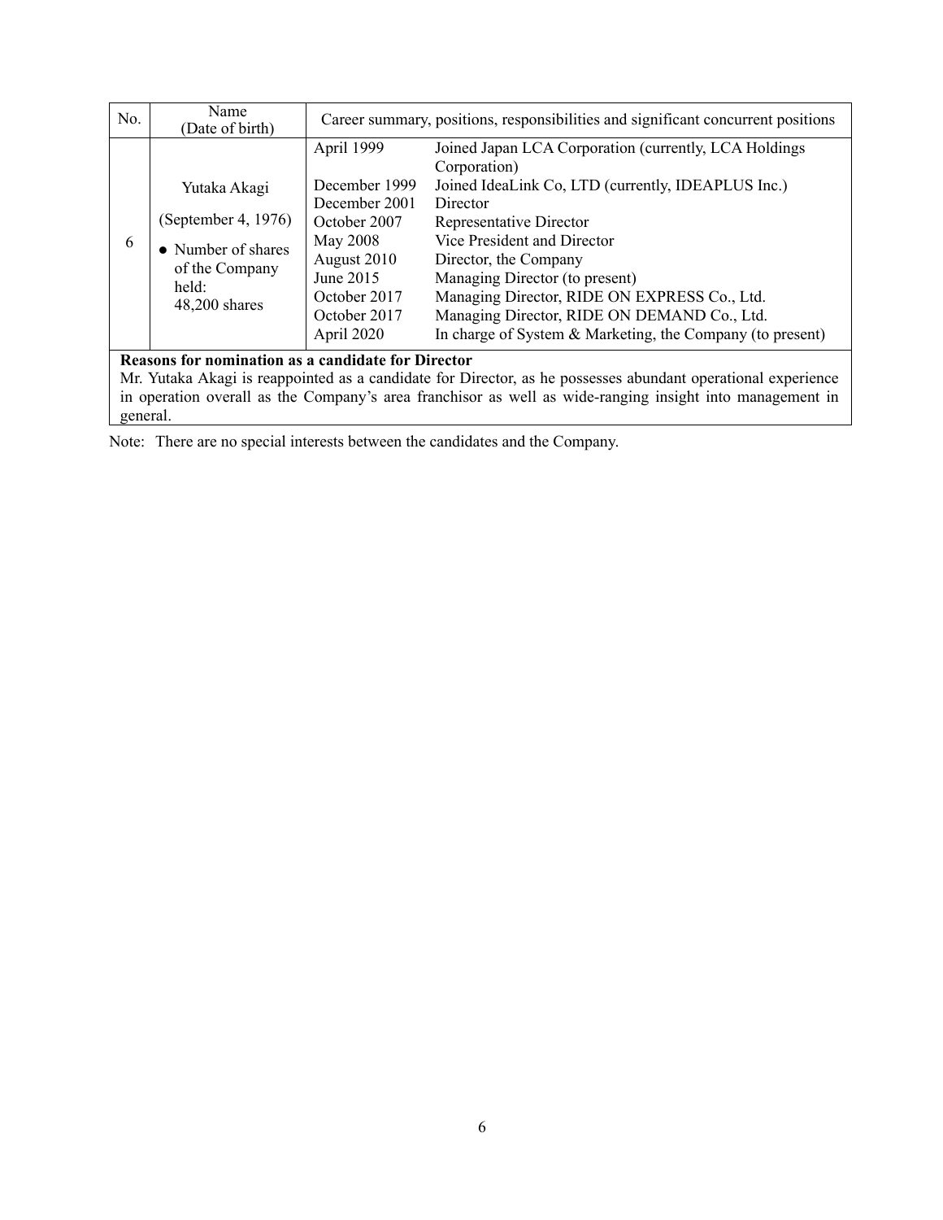| No. | Name (Date of birth) | Career summary, positions, responsibilities and significant concurrent positions | |
|---|---|---|---|
| 6 | Yutaka Akagi<br><br>(September 4, 1976)<br><br>● Number of shares of the Company held:<br>48,200 shares | April 1999 | Joined Japan LCA Corporation (currently, LCA Holdings Corporation) |
| | | December 1999 | Joined IdeaLink Co, LTD (currently, IDEAPLUS Inc.) |
| | | December 2001 | Director |
| | | October 2007 | Representative Director |
| | | May 2008 | Vice President and Director |
| | | August 2010 | Director, the Company |
| | | June 2015 | Managing Director (to present) |
| | | October 2017 | Managing Director, RIDE ON EXPRESS Co., Ltd. |
| | | October 2017 | Managing Director, RIDE ON DEMAND Co., Ltd. |
| | | April 2020 | In charge of System & Marketing, the Company (to present) |

**Reasons for nomination as a candidate for Director**

Mr. Yutaka Akagi is reappointed as a candidate for Director, as he possesses abundant operational experience in operation overall as the Company's area franchisor as well as wide-ranging insight into management in general.

Note: There are no special interests between the candidates and the Company.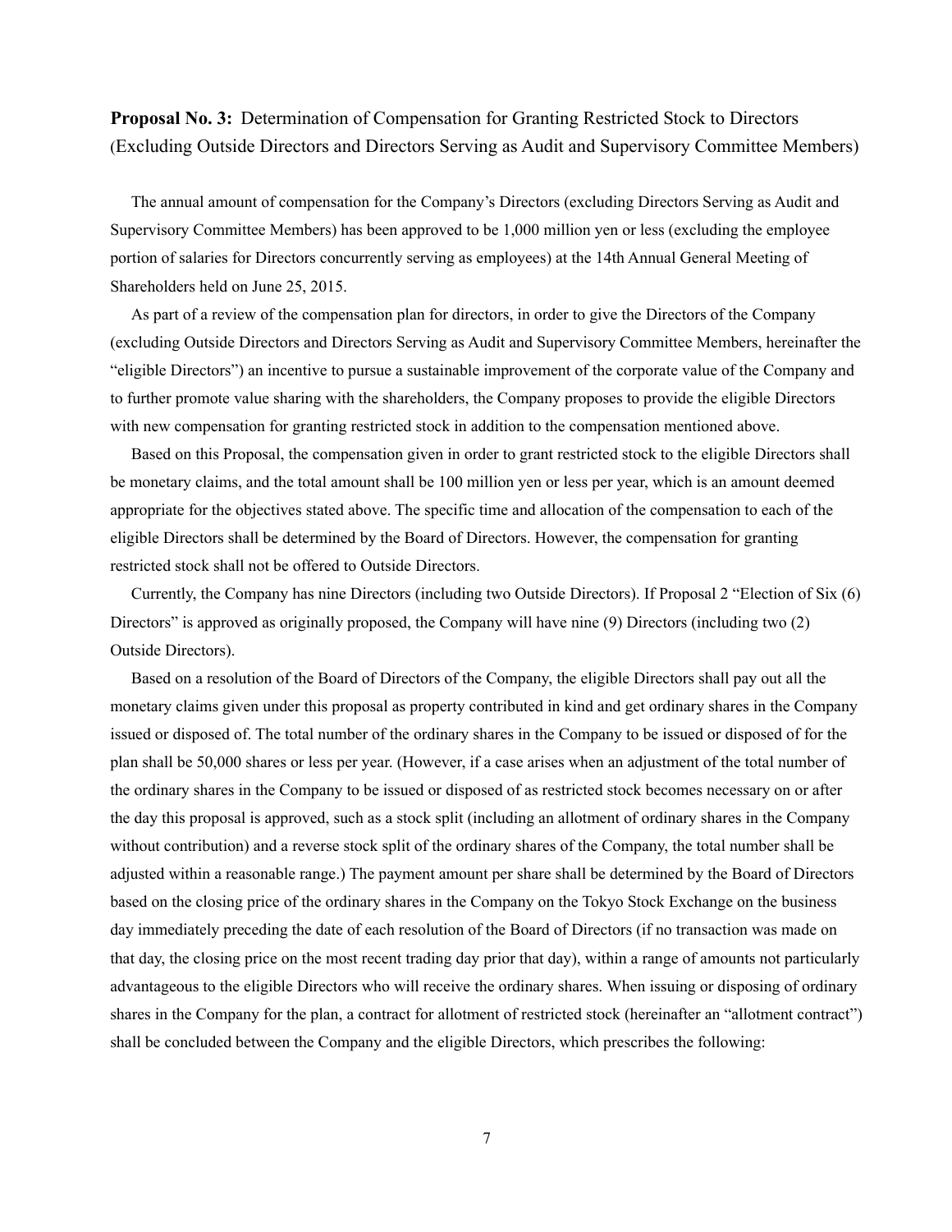**Proposal No. 3:** Determination of Compensation for Granting Restricted Stock to Directors (Excluding Outside Directors and Directors Serving as Audit and Supervisory Committee Members)

The annual amount of compensation for the Company's Directors (excluding Directors Serving as Audit and Supervisory Committee Members) has been approved to be 1,000 million yen or less (excluding the employee portion of salaries for Directors concurrently serving as employees) at the 14th Annual General Meeting of Shareholders held on June 25, 2015.

As part of a review of the compensation plan for directors, in order to give the Directors of the Company (excluding Outside Directors and Directors Serving as Audit and Supervisory Committee Members, hereinafter the "eligible Directors") an incentive to pursue a sustainable improvement of the corporate value of the Company and to further promote value sharing with the shareholders, the Company proposes to provide the eligible Directors with new compensation for granting restricted stock in addition to the compensation mentioned above.

Based on this Proposal, the compensation given in order to grant restricted stock to the eligible Directors shall be monetary claims, and the total amount shall be 100 million yen or less per year, which is an amount deemed appropriate for the objectives stated above. The specific time and allocation of the compensation to each of the eligible Directors shall be determined by the Board of Directors. However, the compensation for granting restricted stock shall not be offered to Outside Directors.

Currently, the Company has nine Directors (including two Outside Directors). If Proposal 2 "Election of Six (6) Directors" is approved as originally proposed, the Company will have nine (9) Directors (including two (2) Outside Directors).

Based on a resolution of the Board of Directors of the Company, the eligible Directors shall pay out all the monetary claims given under this proposal as property contributed in kind and get ordinary shares in the Company issued or disposed of. The total number of the ordinary shares in the Company to be issued or disposed of for the plan shall be 50,000 shares or less per year. (However, if a case arises when an adjustment of the total number of the ordinary shares in the Company to be issued or disposed of as restricted stock becomes necessary on or after the day this proposal is approved, such as a stock split (including an allotment of ordinary shares in the Company without contribution) and a reverse stock split of the ordinary shares of the Company, the total number shall be adjusted within a reasonable range.) The payment amount per share shall be determined by the Board of Directors based on the closing price of the ordinary shares in the Company on the Tokyo Stock Exchange on the business day immediately preceding the date of each resolution of the Board of Directors (if no transaction was made on that day, the closing price on the most recent trading day prior that day), within a range of amounts not particularly advantageous to the eligible Directors who will receive the ordinary shares. When issuing or disposing of ordinary shares in the Company for the plan, a contract for allotment of restricted stock (hereinafter an "allotment contract") shall be concluded between the Company and the eligible Directors, which prescribes the following: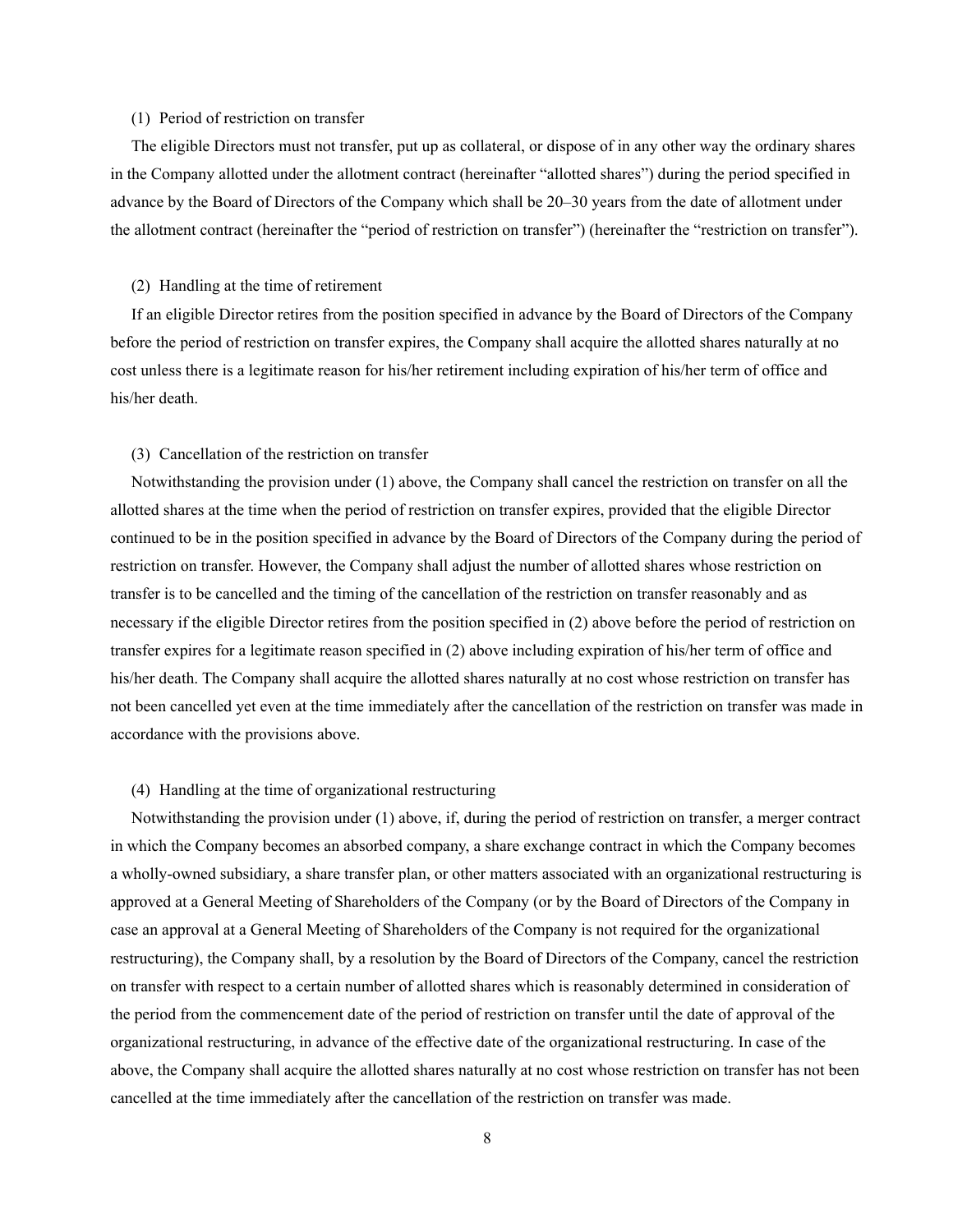(1) Period of restriction on transfer

The eligible Directors must not transfer, put up as collateral, or dispose of in any other way the ordinary shares in the Company allotted under the allotment contract (hereinafter "allotted shares") during the period specified in advance by the Board of Directors of the Company which shall be 20–30 years from the date of allotment under the allotment contract (hereinafter the "period of restriction on transfer") (hereinafter the "restriction on transfer").

(2) Handling at the time of retirement

If an eligible Director retires from the position specified in advance by the Board of Directors of the Company before the period of restriction on transfer expires, the Company shall acquire the allotted shares naturally at no cost unless there is a legitimate reason for his/her retirement including expiration of his/her term of office and his/her death.

(3) Cancellation of the restriction on transfer

Notwithstanding the provision under (1) above, the Company shall cancel the restriction on transfer on all the allotted shares at the time when the period of restriction on transfer expires, provided that the eligible Director continued to be in the position specified in advance by the Board of Directors of the Company during the period of restriction on transfer. However, the Company shall adjust the number of allotted shares whose restriction on transfer is to be cancelled and the timing of the cancellation of the restriction on transfer reasonably and as necessary if the eligible Director retires from the position specified in (2) above before the period of restriction on transfer expires for a legitimate reason specified in (2) above including expiration of his/her term of office and his/her death. The Company shall acquire the allotted shares naturally at no cost whose restriction on transfer has not been cancelled yet even at the time immediately after the cancellation of the restriction on transfer was made in accordance with the provisions above.

(4) Handling at the time of organizational restructuring

Notwithstanding the provision under (1) above, if, during the period of restriction on transfer, a merger contract in which the Company becomes an absorbed company, a share exchange contract in which the Company becomes a wholly-owned subsidiary, a share transfer plan, or other matters associated with an organizational restructuring is approved at a General Meeting of Shareholders of the Company (or by the Board of Directors of the Company in case an approval at a General Meeting of Shareholders of the Company is not required for the organizational restructuring), the Company shall, by a resolution by the Board of Directors of the Company, cancel the restriction on transfer with respect to a certain number of allotted shares which is reasonably determined in consideration of the period from the commencement date of the period of restriction on transfer until the date of approval of the organizational restructuring, in advance of the effective date of the organizational restructuring. In case of the above, the Company shall acquire the allotted shares naturally at no cost whose restriction on transfer has not been cancelled at the time immediately after the cancellation of the restriction on transfer was made.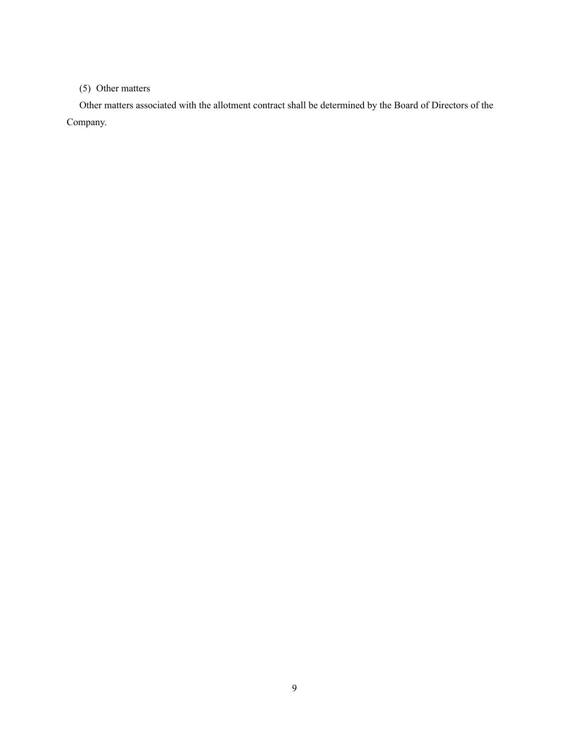(5) Other matters

Other matters associated with the allotment contract shall be determined by the Board of Directors of the Company.